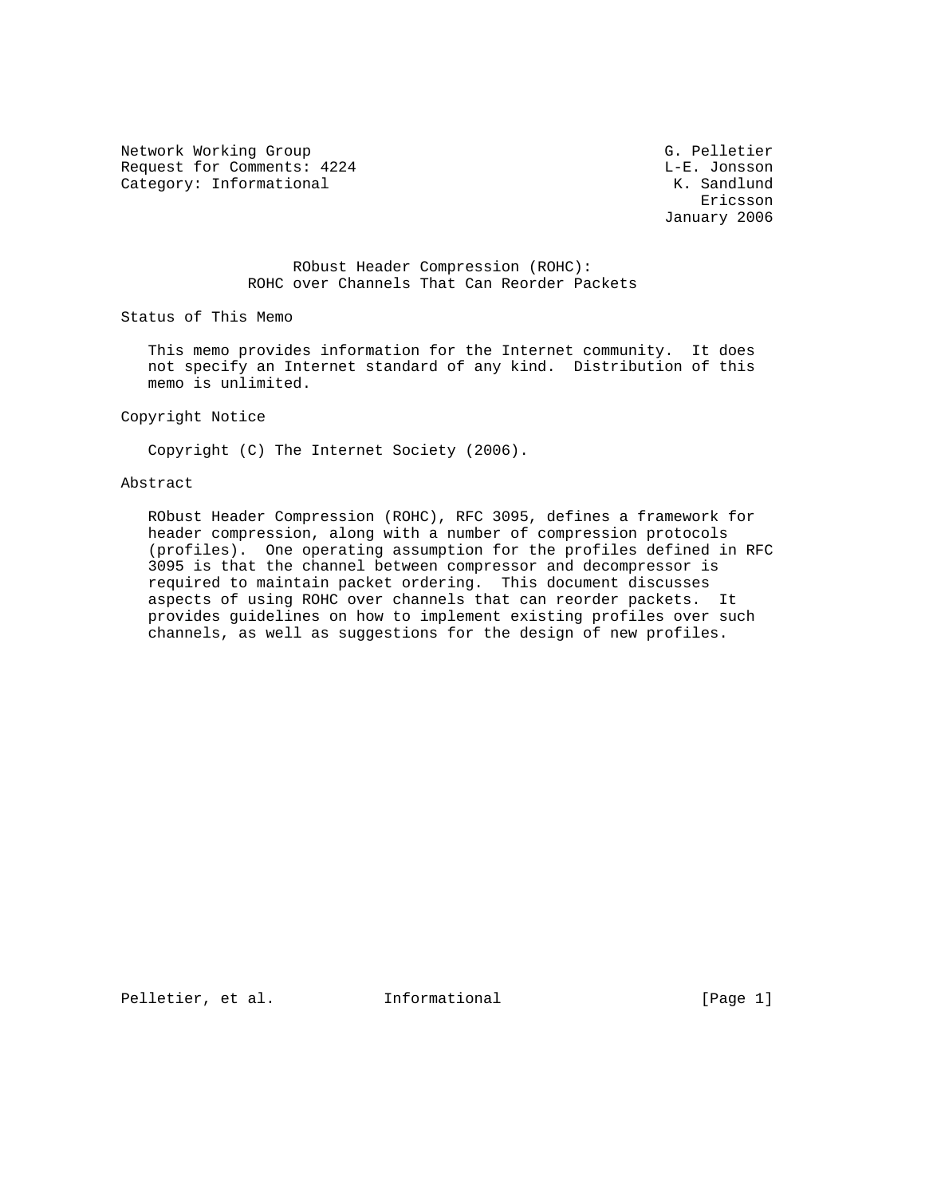Network Working Group G. Pelletier
Request for Comments: 4224 L-E. Jonsson
Category: Informational K. Sandlund
Ericsson
January 2006

# RObust Header Compression (ROHC): ROHC over Channels That Can Reorder Packets

## Status of This Memo

This memo provides information for the Internet community. It does not specify an Internet standard of any kind. Distribution of this memo is unlimited.

## Copyright Notice

Copyright (C) The Internet Society (2006).

## Abstract

RObust Header Compression (ROHC), RFC 3095, defines a framework for header compression, along with a number of compression protocols (profiles). One operating assumption for the profiles defined in RFC 3095 is that the channel between compressor and decompressor is required to maintain packet ordering. This document discusses aspects of using ROHC over channels that can reorder packets. It provides guidelines on how to implement existing profiles over such channels, as well as suggestions for the design of new profiles.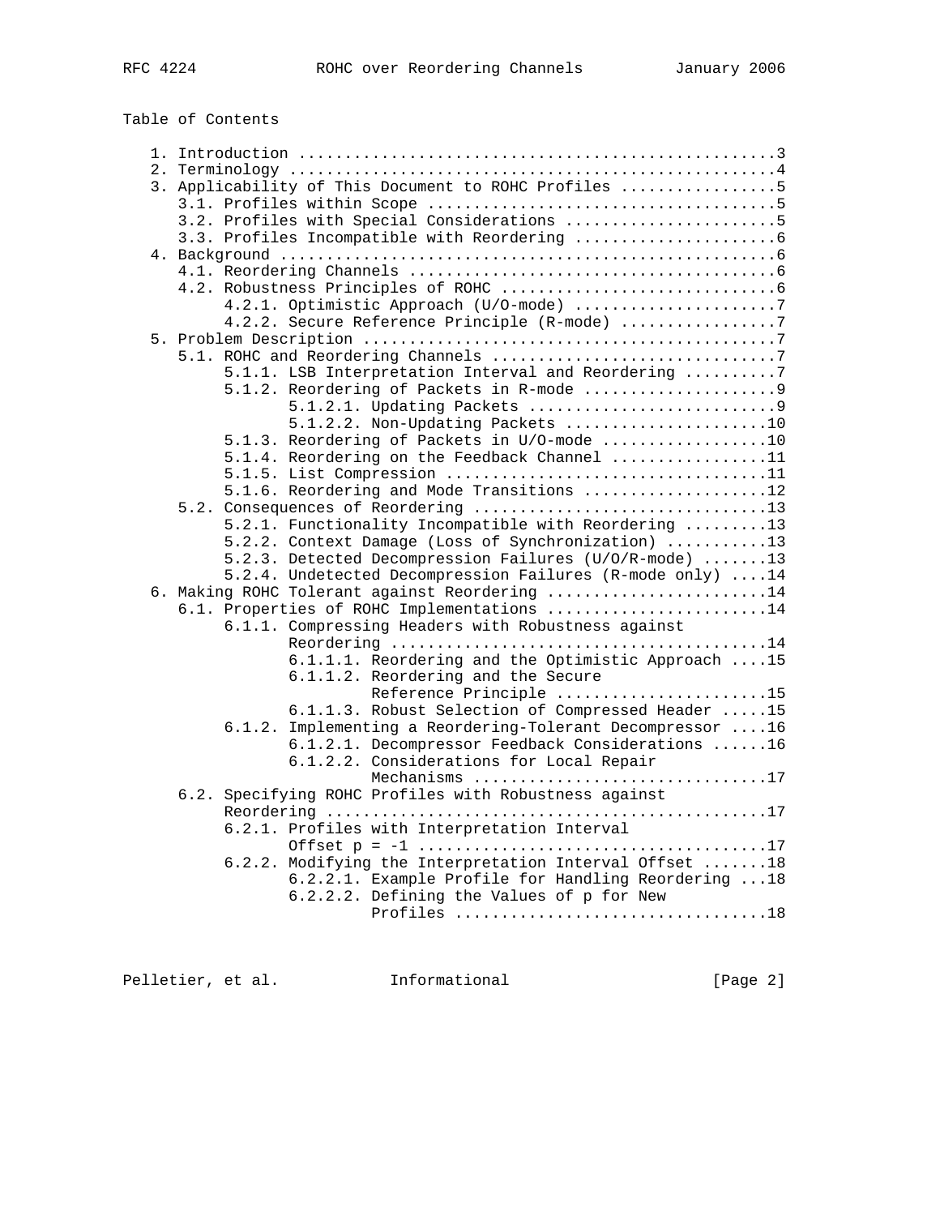## Table of Contents

```
   1. Introduction ....................................................3
   2. Terminology .....................................................4
   3. Applicability of This Document to ROHC Profiles .................5
      3.1. Profiles within Scope ......................................5
      3.2. Profiles with Special Considerations .......................5
      3.3. Profiles Incompatible with Reordering ......................6
   4. Background ......................................................6
      4.1. Reordering Channels ........................................6
      4.2. Robustness Principles of ROHC ..............................6
           4.2.1. Optimistic Approach (U/O-mode) ......................7
           4.2.2. Secure Reference Principle (R-mode) .................7
   5. Problem Description .............................................7
      5.1. ROHC and Reordering Channels ...............................7
           5.1.1. LSB Interpretation Interval and Reordering ..........7
           5.1.2. Reordering of Packets in R-mode .....................9
                  5.1.2.1. Updating Packets ...........................9
                  5.1.2.2. Non-Updating Packets ......................10
           5.1.3. Reordering of Packets in U/O-mode ..................10
           5.1.4. Reordering on the Feedback Channel .................11
           5.1.5. List Compression ...................................11
           5.1.6. Reordering and Mode Transitions ....................12
      5.2. Consequences of Reordering ................................13
           5.2.1. Functionality Incompatible with Reordering .........13
           5.2.2. Context Damage (Loss of Synchronization) ...........13
           5.2.3. Detected Decompression Failures (U/O/R-mode) .......13
           5.2.4. Undetected Decompression Failures (R-mode only) ....14
   6. Making ROHC Tolerant against Reordering ........................14
      6.1. Properties of ROHC Implementations ........................14
           6.1.1. Compressing Headers with Robustness against
                  Reordering .........................................14
                  6.1.1.1. Reordering and the Optimistic Approach ....15
                  6.1.1.2. Reordering and the Secure
                           Reference Principle .......................15
                  6.1.1.3. Robust Selection of Compressed Header .....15
           6.1.2. Implementing a Reordering-Tolerant Decompressor ....16
                  6.1.2.1. Decompressor Feedback Considerations ......16
                  6.1.2.2. Considerations for Local Repair
                           Mechanisms ................................17
      6.2. Specifying ROHC Profiles with Robustness against
           Reordering ................................................17
           6.2.1. Profiles with Interpretation Interval
                  Offset p = -1 ......................................17
           6.2.2. Modifying the Interpretation Interval Offset .......18
                  6.2.2.1. Example Profile for Handling Reordering ...18
                  6.2.2.2. Defining the Values of p for New
                           Profiles ..................................18
```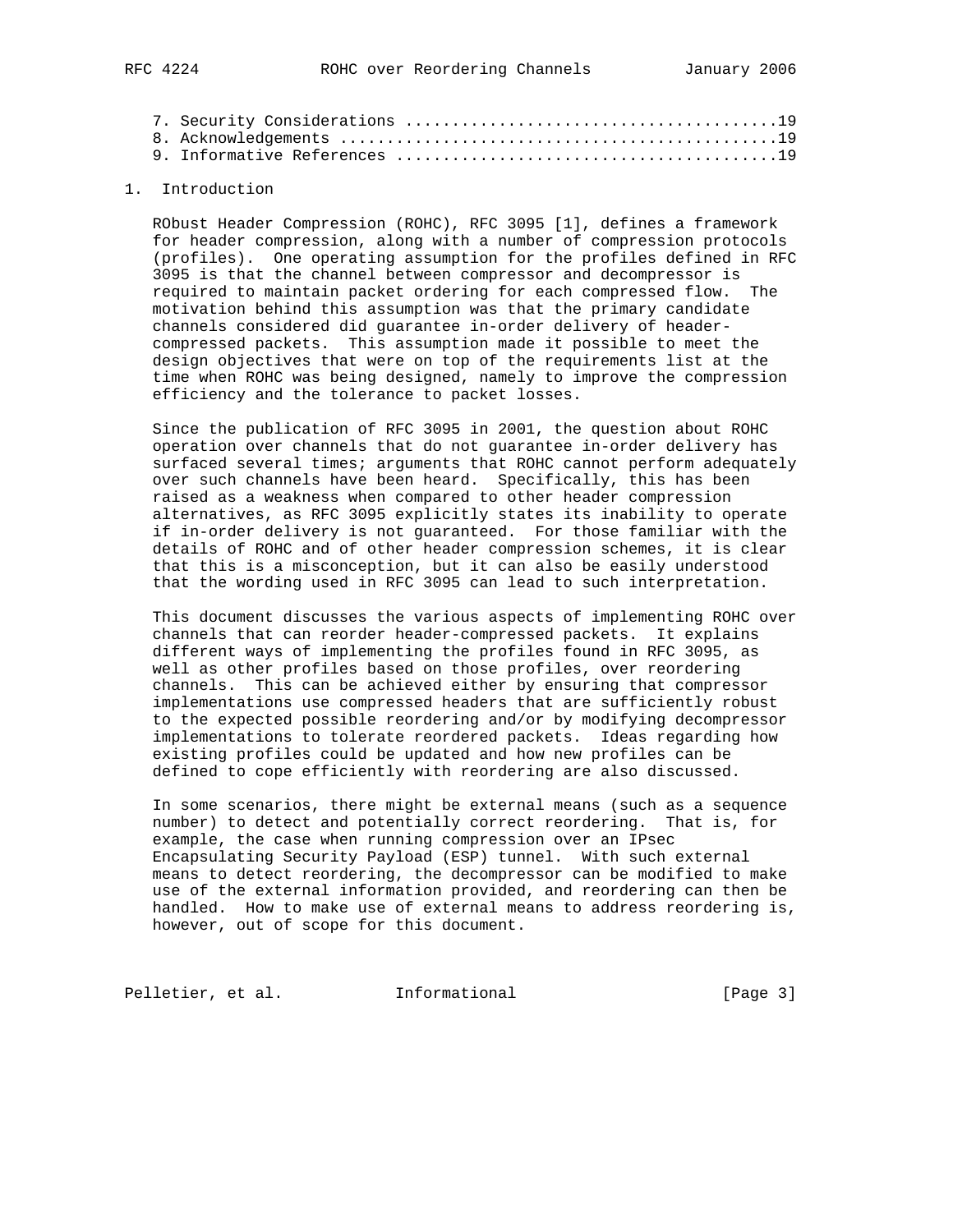7. Security Considerations .......................................19
8. Acknowledgements ..............................................19
9. Informative References ........................................19

# 1. Introduction

RObust Header Compression (ROHC), RFC 3095 [1], defines a framework for header compression, along with a number of compression protocols (profiles). One operating assumption for the profiles defined in RFC 3095 is that the channel between compressor and decompressor is required to maintain packet ordering for each compressed flow. The motivation behind this assumption was that the primary candidate channels considered did guarantee in-order delivery of header-compressed packets. This assumption made it possible to meet the design objectives that were on top of the requirements list at the time when ROHC was being designed, namely to improve the compression efficiency and the tolerance to packet losses.

Since the publication of RFC 3095 in 2001, the question about ROHC operation over channels that do not guarantee in-order delivery has surfaced several times; arguments that ROHC cannot perform adequately over such channels have been heard. Specifically, this has been raised as a weakness when compared to other header compression alternatives, as RFC 3095 explicitly states its inability to operate if in-order delivery is not guaranteed. For those familiar with the details of ROHC and of other header compression schemes, it is clear that this is a misconception, but it can also be easily understood that the wording used in RFC 3095 can lead to such interpretation.

This document discusses the various aspects of implementing ROHC over channels that can reorder header-compressed packets. It explains different ways of implementing the profiles found in RFC 3095, as well as other profiles based on those profiles, over reordering channels. This can be achieved either by ensuring that compressor implementations use compressed headers that are sufficiently robust to the expected possible reordering and/or by modifying decompressor implementations to tolerate reordered packets. Ideas regarding how existing profiles could be updated and how new profiles can be defined to cope efficiently with reordering are also discussed.

In some scenarios, there might be external means (such as a sequence number) to detect and potentially correct reordering. That is, for example, the case when running compression over an IPsec Encapsulating Security Payload (ESP) tunnel. With such external means to detect reordering, the decompressor can be modified to make use of the external information provided, and reordering can then be handled. How to make use of external means to address reordering is, however, out of scope for this document.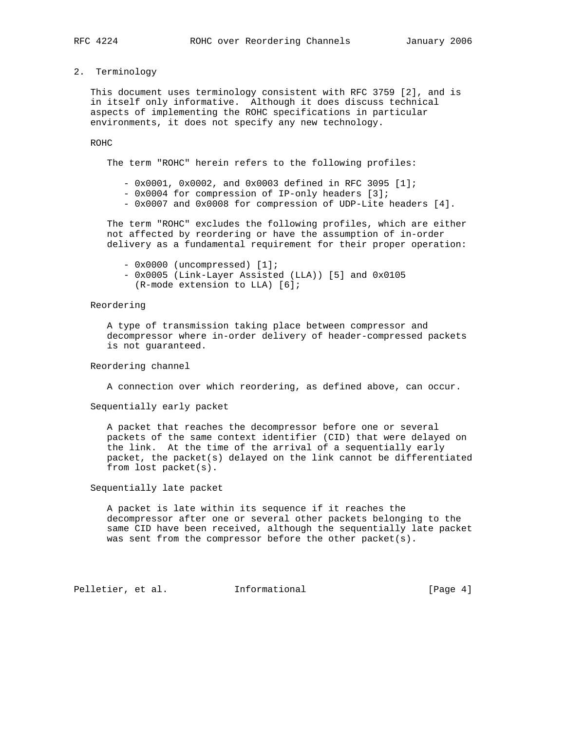## 2. Terminology

This document uses terminology consistent with RFC 3759 [2], and is in itself only informative. Although it does discuss technical aspects of implementing the ROHC specifications in particular environments, it does not specify any new technology.

ROHC

The term "ROHC" herein refers to the following profiles:

- 0x0001, 0x0002, and 0x0003 defined in RFC 3095 [1];
- 0x0004 for compression of IP-only headers [3];
- 0x0007 and 0x0008 for compression of UDP-Lite headers [4].

The term "ROHC" excludes the following profiles, which are either not affected by reordering or have the assumption of in-order delivery as a fundamental requirement for their proper operation:

- 0x0000 (uncompressed) [1];
- 0x0005 (Link-Layer Assisted (LLA)) [5] and 0x0105 (R-mode extension to LLA) [6];

Reordering

A type of transmission taking place between compressor and decompressor where in-order delivery of header-compressed packets is not guaranteed.

Reordering channel

A connection over which reordering, as defined above, can occur.

Sequentially early packet

A packet that reaches the decompressor before one or several packets of the same context identifier (CID) that were delayed on the link. At the time of the arrival of a sequentially early packet, the packet(s) delayed on the link cannot be differentiated from lost packet(s).

Sequentially late packet

A packet is late within its sequence if it reaches the decompressor after one or several other packets belonging to the same CID have been received, although the sequentially late packet was sent from the compressor before the other packet(s).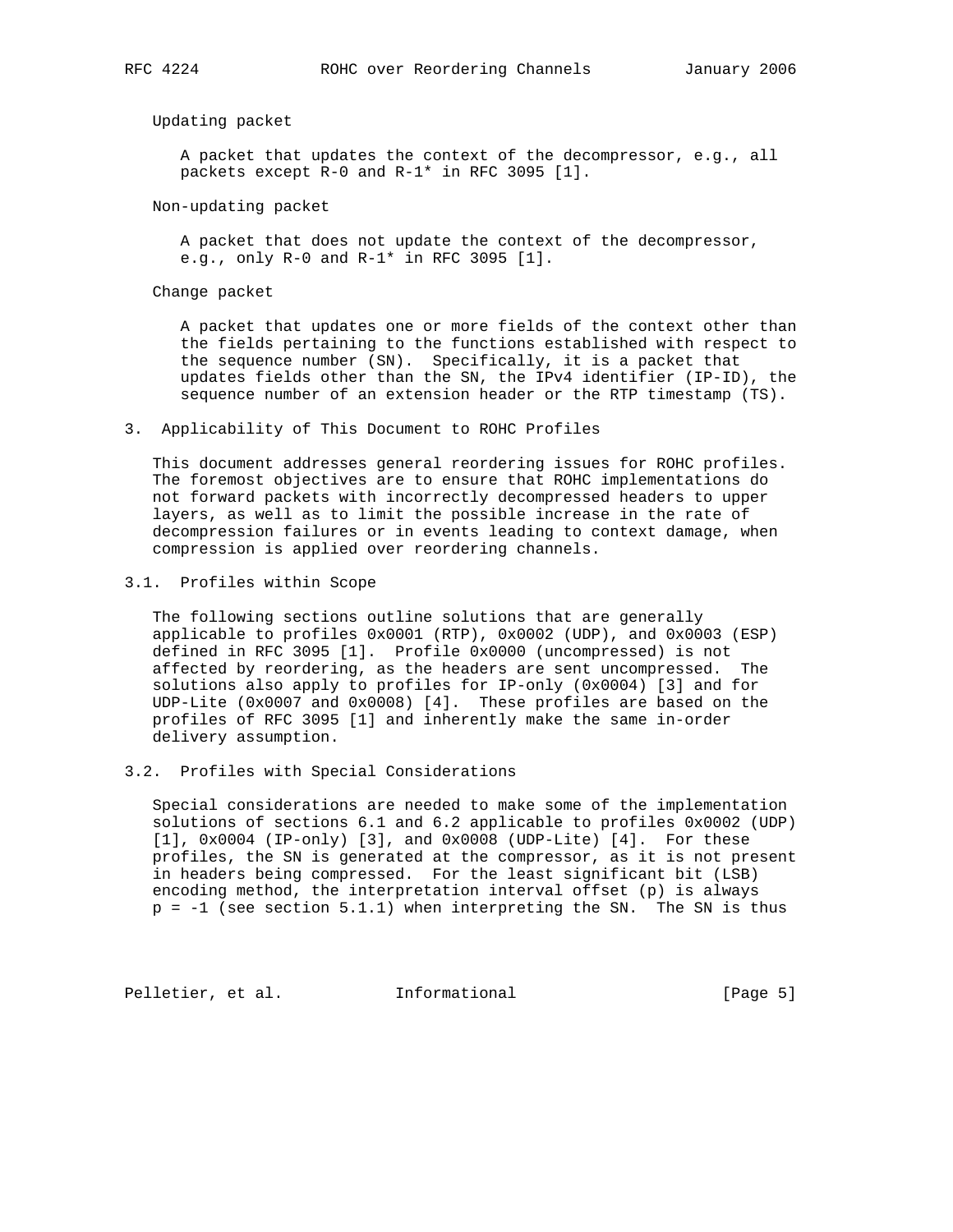Updating packet

A packet that updates the context of the decompressor, e.g., all packets except R-0 and R-1* in RFC 3095 [1].

Non-updating packet

A packet that does not update the context of the decompressor, e.g., only R-0 and R-1* in RFC 3095 [1].

Change packet

A packet that updates one or more fields of the context other than the fields pertaining to the functions established with respect to the sequence number (SN). Specifically, it is a packet that updates fields other than the SN, the IPv4 identifier (IP-ID), the sequence number of an extension header or the RTP timestamp (TS).

## 3. Applicability of This Document to ROHC Profiles

This document addresses general reordering issues for ROHC profiles. The foremost objectives are to ensure that ROHC implementations do not forward packets with incorrectly decompressed headers to upper layers, as well as to limit the possible increase in the rate of decompression failures or in events leading to context damage, when compression is applied over reordering channels.

### 3.1. Profiles within Scope

The following sections outline solutions that are generally applicable to profiles 0x0001 (RTP), 0x0002 (UDP), and 0x0003 (ESP) defined in RFC 3095 [1]. Profile 0x0000 (uncompressed) is not affected by reordering, as the headers are sent uncompressed. The solutions also apply to profiles for IP-only (0x0004) [3] and for UDP-Lite (0x0007 and 0x0008) [4]. These profiles are based on the profiles of RFC 3095 [1] and inherently make the same in-order delivery assumption.

### 3.2. Profiles with Special Considerations

Special considerations are needed to make some of the implementation solutions of sections 6.1 and 6.2 applicable to profiles 0x0002 (UDP) [1], 0x0004 (IP-only) [3], and 0x0008 (UDP-Lite) [4]. For these profiles, the SN is generated at the compressor, as it is not present in headers being compressed. For the least significant bit (LSB) encoding method, the interpretation interval offset (p) is always $p = -1$ (see section 5.1.1) when interpreting the SN. The SN is thus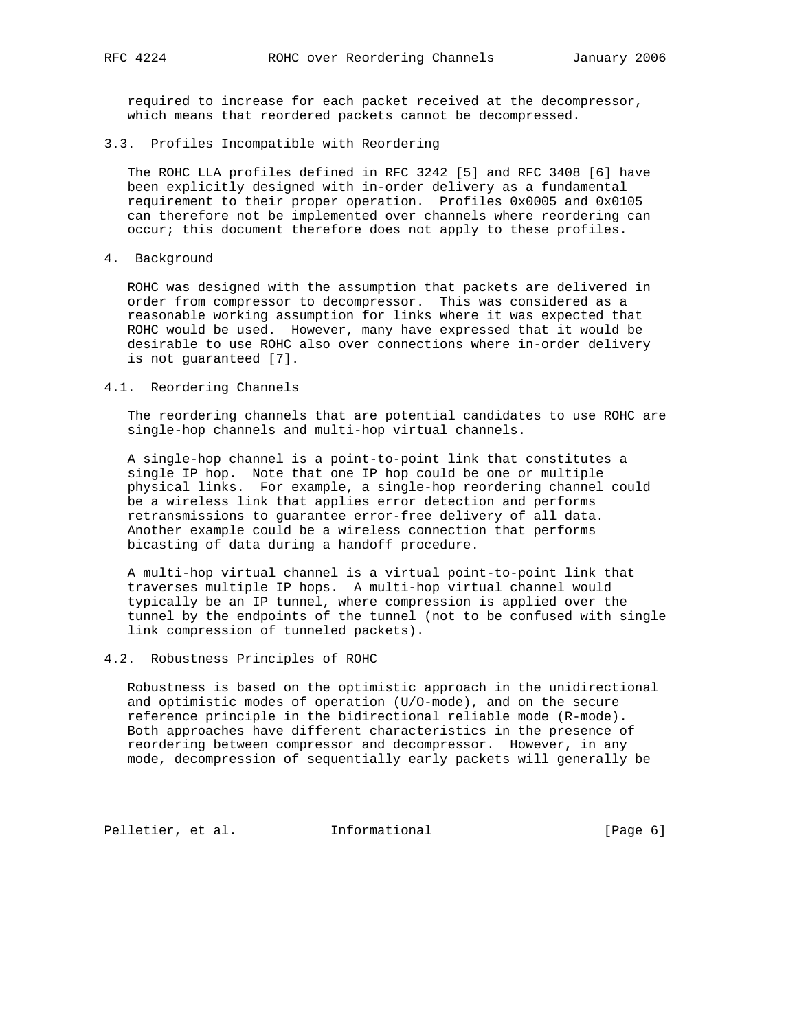required to increase for each packet received at the decompressor, which means that reordered packets cannot be decompressed.

### 3.3. Profiles Incompatible with Reordering

The ROHC LLA profiles defined in RFC 3242 [5] and RFC 3408 [6] have been explicitly designed with in-order delivery as a fundamental requirement to their proper operation. Profiles 0x0005 and 0x0105 can therefore not be implemented over channels where reordering can occur; this document therefore does not apply to these profiles.

## 4. Background

ROHC was designed with the assumption that packets are delivered in order from compressor to decompressor. This was considered as a reasonable working assumption for links where it was expected that ROHC would be used. However, many have expressed that it would be desirable to use ROHC also over connections where in-order delivery is not guaranteed [7].

### 4.1. Reordering Channels

The reordering channels that are potential candidates to use ROHC are single-hop channels and multi-hop virtual channels.

A single-hop channel is a point-to-point link that constitutes a single IP hop. Note that one IP hop could be one or multiple physical links. For example, a single-hop reordering channel could be a wireless link that applies error detection and performs retransmissions to guarantee error-free delivery of all data. Another example could be a wireless connection that performs bicasting of data during a handoff procedure.

A multi-hop virtual channel is a virtual point-to-point link that traverses multiple IP hops. A multi-hop virtual channel would typically be an IP tunnel, where compression is applied over the tunnel by the endpoints of the tunnel (not to be confused with single link compression of tunneled packets).

### 4.2. Robustness Principles of ROHC

Robustness is based on the optimistic approach in the unidirectional and optimistic modes of operation (U/O-mode), and on the secure reference principle in the bidirectional reliable mode (R-mode). Both approaches have different characteristics in the presence of reordering between compressor and decompressor. However, in any mode, decompression of sequentially early packets will generally be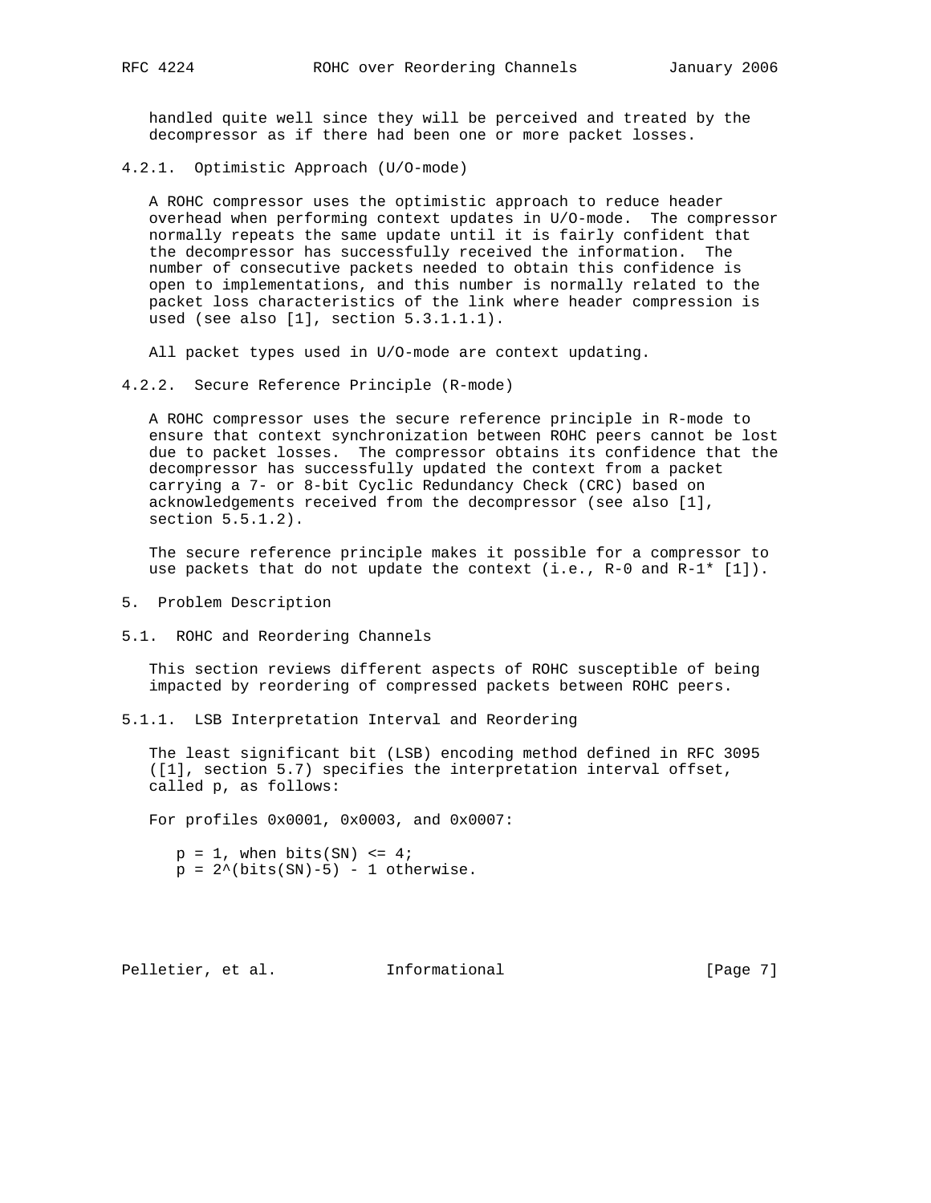handled quite well since they will be perceived and treated by the decompressor as if there had been one or more packet losses.

### 4.2.1. Optimistic Approach (U/O-mode)

A ROHC compressor uses the optimistic approach to reduce header overhead when performing context updates in U/O-mode. The compressor normally repeats the same update until it is fairly confident that the decompressor has successfully received the information. The number of consecutive packets needed to obtain this confidence is open to implementations, and this number is normally related to the packet loss characteristics of the link where header compression is used (see also [1], section 5.3.1.1.1).

All packet types used in U/O-mode are context updating.

### 4.2.2. Secure Reference Principle (R-mode)

A ROHC compressor uses the secure reference principle in R-mode to ensure that context synchronization between ROHC peers cannot be lost due to packet losses. The compressor obtains its confidence that the decompressor has successfully updated the context from a packet carrying a 7- or 8-bit Cyclic Redundancy Check (CRC) based on acknowledgements received from the decompressor (see also [1], section 5.5.1.2).

The secure reference principle makes it possible for a compressor to use packets that do not update the context (i.e., R-0 and R-1* [1]).

# 5. Problem Description

## 5.1. ROHC and Reordering Channels

This section reviews different aspects of ROHC susceptible of being impacted by reordering of compressed packets between ROHC peers.

### 5.1.1. LSB Interpretation Interval and Reordering

The least significant bit (LSB) encoding method defined in RFC 3095 ([1], section 5.7) specifies the interpretation interval offset, called p, as follows:

For profiles 0x0001, 0x0003, and 0x0007:

```
   p = 1, when bits(SN) <= 4;
   p = 2^(bits(SN)-5) - 1 otherwise.
```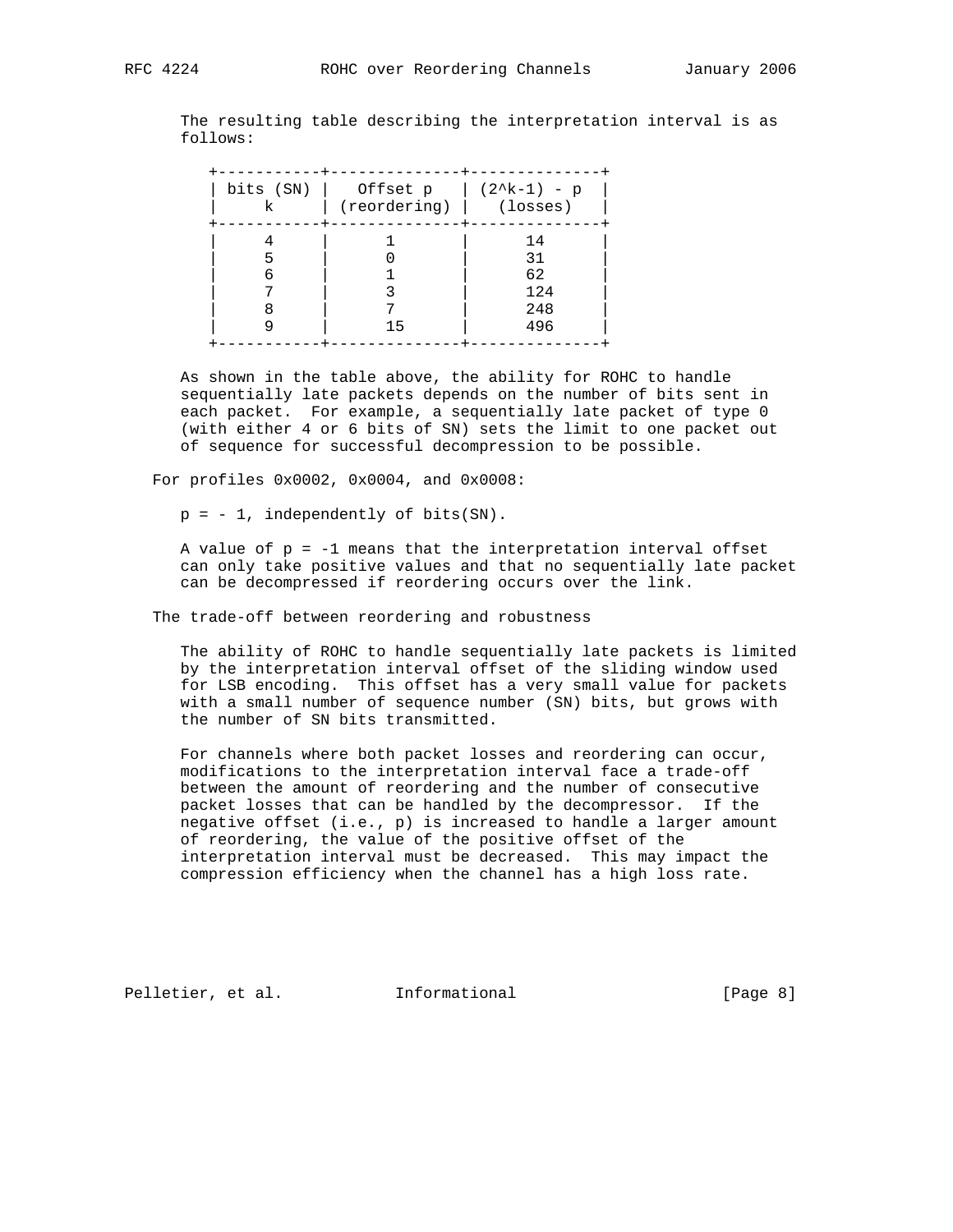The resulting table describing the interpretation interval is as follows:

| bits (SN) k | Offset p (reordering) | $(2^k-1) - p$ (losses) |
|---|---|---|
| 4 | 1 | 14 |
| 5 | 0 | 31 |
| 6 | 1 | 62 |
| 7 | 3 | 124 |
| 8 | 7 | 248 |
| 9 | 15 | 496 |

As shown in the table above, the ability for ROHC to handle sequentially late packets depends on the number of bits sent in each packet. For example, a sequentially late packet of type 0 (with either 4 or 6 bits of SN) sets the limit to one packet out of sequence for successful decompression to be possible.

For profiles 0x0002, 0x0004, and 0x0008:

$p = -1$, independently of bits(SN).

A value of $p = -1$ means that the interpretation interval offset can only take positive values and that no sequentially late packet can be decompressed if reordering occurs over the link.

The trade-off between reordering and robustness

The ability of ROHC to handle sequentially late packets is limited by the interpretation interval offset of the sliding window used for LSB encoding. This offset has a very small value for packets with a small number of sequence number (SN) bits, but grows with the number of SN bits transmitted.

For channels where both packet losses and reordering can occur, modifications to the interpretation interval face a trade-off between the amount of reordering and the number of consecutive packet losses that can be handled by the decompressor. If the negative offset (i.e., p) is increased to handle a larger amount of reordering, the value of the positive offset of the interpretation interval must be decreased. This may impact the compression efficiency when the channel has a high loss rate.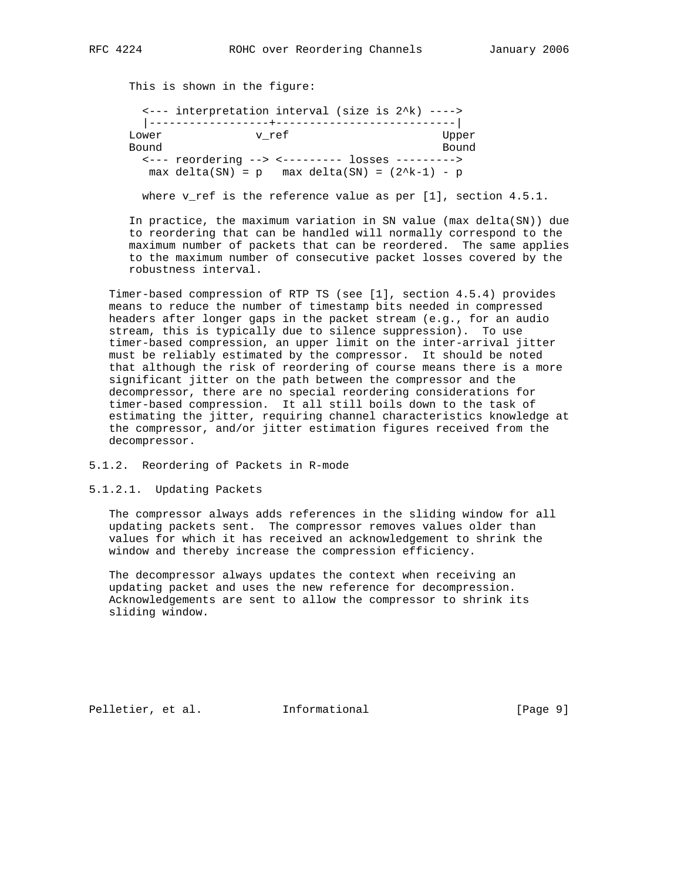This is shown in the figure:

```
  <--- interpretation interval (size is 2^k) ---->
  |------------------+---------------------------|
Lower              v_ref                       Upper
Bound                                          Bound
  <--- reordering --> <--------- losses --------->
   max delta(SN) = p   max delta(SN) = (2^k-1) - p
```

where v_ref is the reference value as per [1], section 4.5.1.

In practice, the maximum variation in SN value (max delta(SN)) due to reordering that can be handled will normally correspond to the maximum number of packets that can be reordered. The same applies to the maximum number of consecutive packet losses covered by the robustness interval.

Timer-based compression of RTP TS (see [1], section 4.5.4) provides means to reduce the number of timestamp bits needed in compressed headers after longer gaps in the packet stream (e.g., for an audio stream, this is typically due to silence suppression). To use timer-based compression, an upper limit on the inter-arrival jitter must be reliably estimated by the compressor. It should be noted that although the risk of reordering of course means there is a more significant jitter on the path between the compressor and the decompressor, there are no special reordering considerations for timer-based compression. It all still boils down to the task of estimating the jitter, requiring channel characteristics knowledge at the compressor, and/or jitter estimation figures received from the decompressor.

### 5.1.2. Reordering of Packets in R-mode

#### 5.1.2.1. Updating Packets

The compressor always adds references in the sliding window for all updating packets sent. The compressor removes values older than values for which it has received an acknowledgement to shrink the window and thereby increase the compression efficiency.

The decompressor always updates the context when receiving an updating packet and uses the new reference for decompression. Acknowledgements are sent to allow the compressor to shrink its sliding window.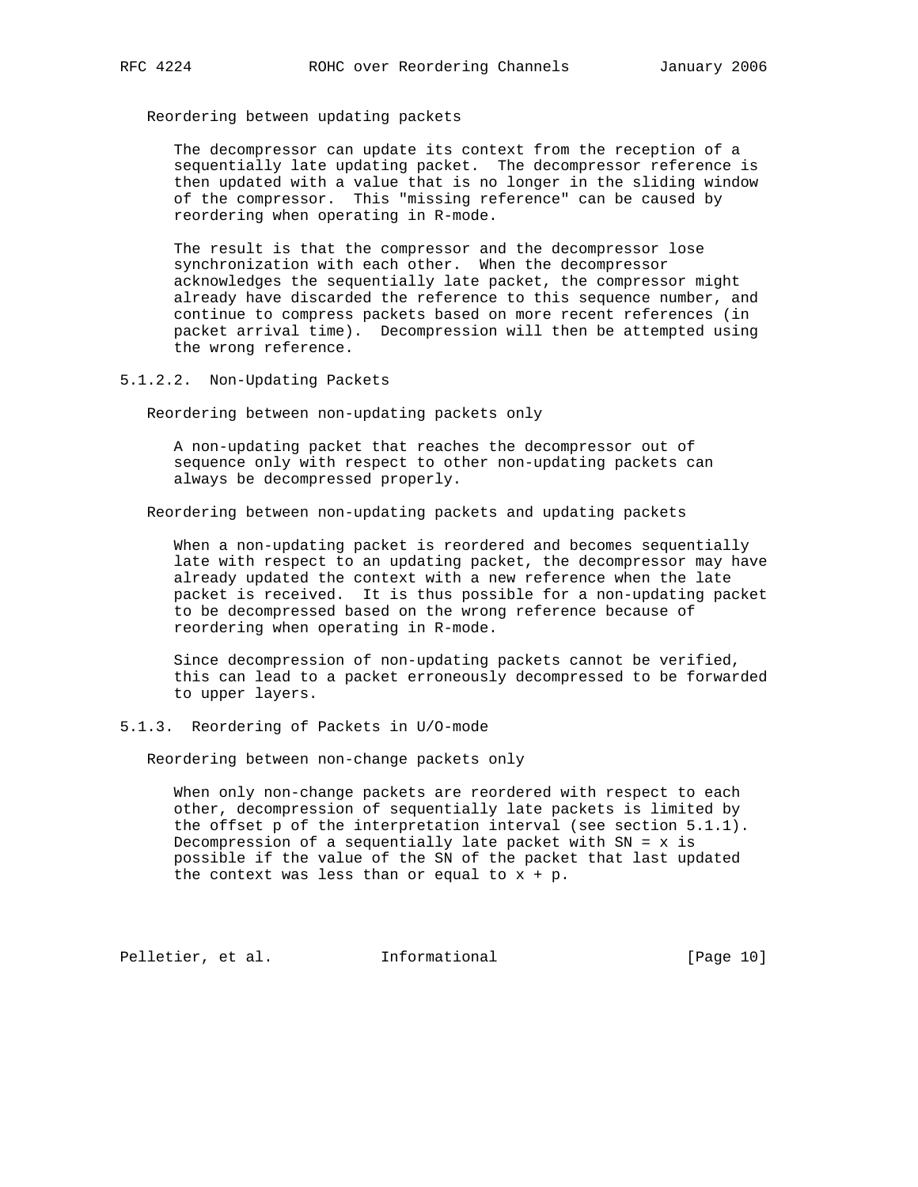Reordering between updating packets

The decompressor can update its context from the reception of a sequentially late updating packet. The decompressor reference is then updated with a value that is no longer in the sliding window of the compressor. This "missing reference" can be caused by reordering when operating in R-mode.

The result is that the compressor and the decompressor lose synchronization with each other. When the decompressor acknowledges the sequentially late packet, the compressor might already have discarded the reference to this sequence number, and continue to compress packets based on more recent references (in packet arrival time). Decompression will then be attempted using the wrong reference.

#### 5.1.2.2. Non-Updating Packets

Reordering between non-updating packets only

A non-updating packet that reaches the decompressor out of sequence only with respect to other non-updating packets can always be decompressed properly.

Reordering between non-updating packets and updating packets

When a non-updating packet is reordered and becomes sequentially late with respect to an updating packet, the decompressor may have already updated the context with a new reference when the late packet is received. It is thus possible for a non-updating packet to be decompressed based on the wrong reference because of reordering when operating in R-mode.

Since decompression of non-updating packets cannot be verified, this can lead to a packet erroneously decompressed to be forwarded to upper layers.

### 5.1.3. Reordering of Packets in U/O-mode

Reordering between non-change packets only

When only non-change packets are reordered with respect to each other, decompression of sequentially late packets is limited by the offset $p$ of the interpretation interval (see section 5.1.1). Decompression of a sequentially late packet with $SN = x$ is possible if the value of the SN of the packet that last updated the context was less than or equal to $x + p$.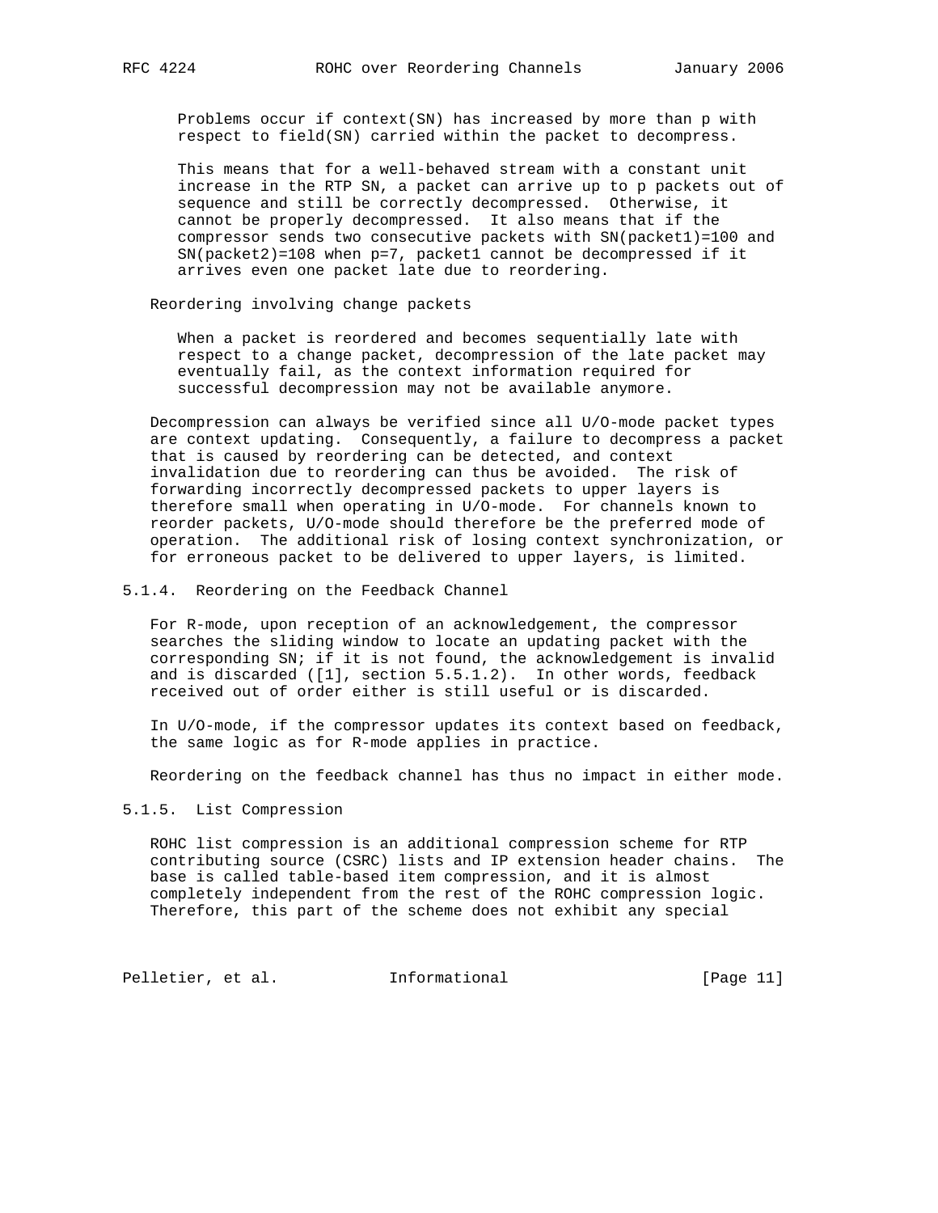Problems occur if context(SN) has increased by more than p with respect to field(SN) carried within the packet to decompress.

This means that for a well-behaved stream with a constant unit increase in the RTP SN, a packet can arrive up to p packets out of sequence and still be correctly decompressed. Otherwise, it cannot be properly decompressed. It also means that if the compressor sends two consecutive packets with SN(packet1)=100 and SN(packet2)=108 when p=7, packet1 cannot be decompressed if it arrives even one packet late due to reordering.

Reordering involving change packets

When a packet is reordered and becomes sequentially late with respect to a change packet, decompression of the late packet may eventually fail, as the context information required for successful decompression may not be available anymore.

Decompression can always be verified since all U/O-mode packet types are context updating. Consequently, a failure to decompress a packet that is caused by reordering can be detected, and context invalidation due to reordering can thus be avoided. The risk of forwarding incorrectly decompressed packets to upper layers is therefore small when operating in U/O-mode. For channels known to reorder packets, U/O-mode should therefore be the preferred mode of operation. The additional risk of losing context synchronization, or for erroneous packet to be delivered to upper layers, is limited.

### 5.1.4. Reordering on the Feedback Channel

For R-mode, upon reception of an acknowledgement, the compressor searches the sliding window to locate an updating packet with the corresponding SN; if it is not found, the acknowledgement is invalid and is discarded ([1], section 5.5.1.2). In other words, feedback received out of order either is still useful or is discarded.

In U/O-mode, if the compressor updates its context based on feedback, the same logic as for R-mode applies in practice.

Reordering on the feedback channel has thus no impact in either mode.

### 5.1.5. List Compression

ROHC list compression is an additional compression scheme for RTP contributing source (CSRC) lists and IP extension header chains. The base is called table-based item compression, and it is almost completely independent from the rest of the ROHC compression logic. Therefore, this part of the scheme does not exhibit any special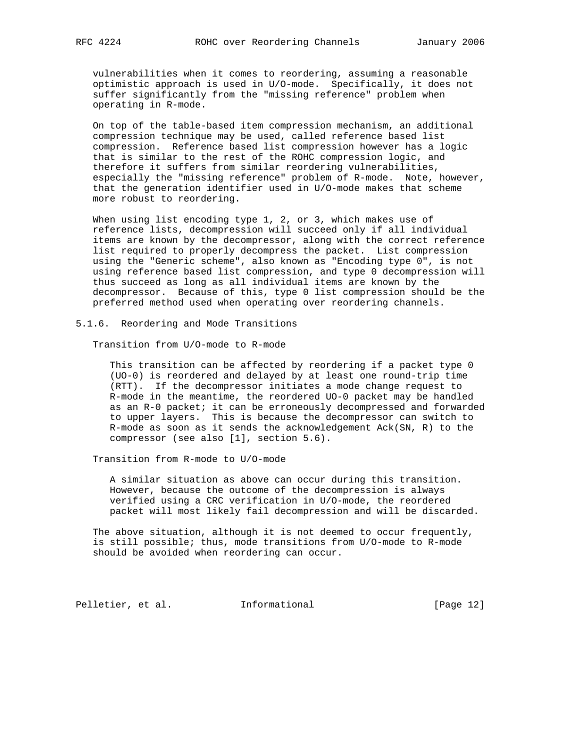vulnerabilities when it comes to reordering, assuming a reasonable optimistic approach is used in U/O-mode. Specifically, it does not suffer significantly from the "missing reference" problem when operating in R-mode.

On top of the table-based item compression mechanism, an additional compression technique may be used, called reference based list compression. Reference based list compression however has a logic that is similar to the rest of the ROHC compression logic, and therefore it suffers from similar reordering vulnerabilities, especially the "missing reference" problem of R-mode. Note, however, that the generation identifier used in U/O-mode makes that scheme more robust to reordering.

When using list encoding type 1, 2, or 3, which makes use of reference lists, decompression will succeed only if all individual items are known by the decompressor, along with the correct reference list required to properly decompress the packet. List compression using the "Generic scheme", also known as "Encoding type 0", is not using reference based list compression, and type 0 decompression will thus succeed as long as all individual items are known by the decompressor. Because of this, type 0 list compression should be the preferred method used when operating over reordering channels.

#### 5.1.6. Reordering and Mode Transitions

Transition from U/O-mode to R-mode

This transition can be affected by reordering if a packet type 0 (UO-0) is reordered and delayed by at least one round-trip time (RTT). If the decompressor initiates a mode change request to R-mode in the meantime, the reordered UO-0 packet may be handled as an R-0 packet; it can be erroneously decompressed and forwarded to upper layers. This is because the decompressor can switch to R-mode as soon as it sends the acknowledgement Ack(SN, R) to the compressor (see also [1], section 5.6).

Transition from R-mode to U/O-mode

A similar situation as above can occur during this transition. However, because the outcome of the decompression is always verified using a CRC verification in U/O-mode, the reordered packet will most likely fail decompression and will be discarded.

The above situation, although it is not deemed to occur frequently, is still possible; thus, mode transitions from U/O-mode to R-mode should be avoided when reordering can occur.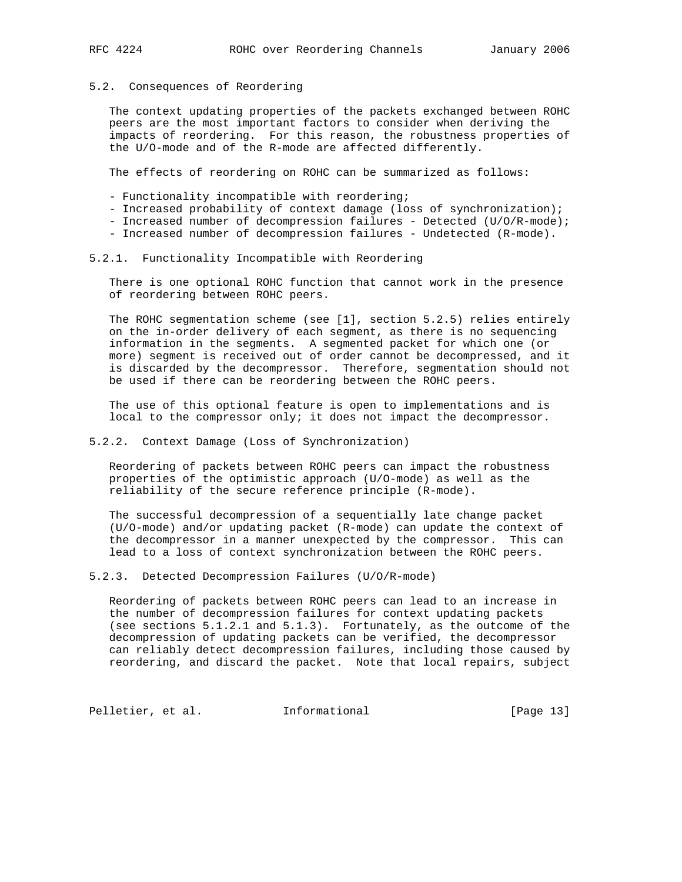## 5.2. Consequences of Reordering

The context updating properties of the packets exchanged between ROHC peers are the most important factors to consider when deriving the impacts of reordering. For this reason, the robustness properties of the U/O-mode and of the R-mode are affected differently.

The effects of reordering on ROHC can be summarized as follows:

- Functionality incompatible with reordering;
- Increased probability of context damage (loss of synchronization);
- Increased number of decompression failures - Detected (U/O/R-mode);
- Increased number of decompression failures - Undetected (R-mode).

### 5.2.1. Functionality Incompatible with Reordering

There is one optional ROHC function that cannot work in the presence of reordering between ROHC peers.

The ROHC segmentation scheme (see [1], section 5.2.5) relies entirely on the in-order delivery of each segment, as there is no sequencing information in the segments. A segmented packet for which one (or more) segment is received out of order cannot be decompressed, and it is discarded by the decompressor. Therefore, segmentation should not be used if there can be reordering between the ROHC peers.

The use of this optional feature is open to implementations and is local to the compressor only; it does not impact the decompressor.

### 5.2.2. Context Damage (Loss of Synchronization)

Reordering of packets between ROHC peers can impact the robustness properties of the optimistic approach (U/O-mode) as well as the reliability of the secure reference principle (R-mode).

The successful decompression of a sequentially late change packet (U/O-mode) and/or updating packet (R-mode) can update the context of the decompressor in a manner unexpected by the compressor. This can lead to a loss of context synchronization between the ROHC peers.

### 5.2.3. Detected Decompression Failures (U/O/R-mode)

Reordering of packets between ROHC peers can lead to an increase in the number of decompression failures for context updating packets (see sections 5.1.2.1 and 5.1.3). Fortunately, as the outcome of the decompression of updating packets can be verified, the decompressor can reliably detect decompression failures, including those caused by reordering, and discard the packet. Note that local repairs, subject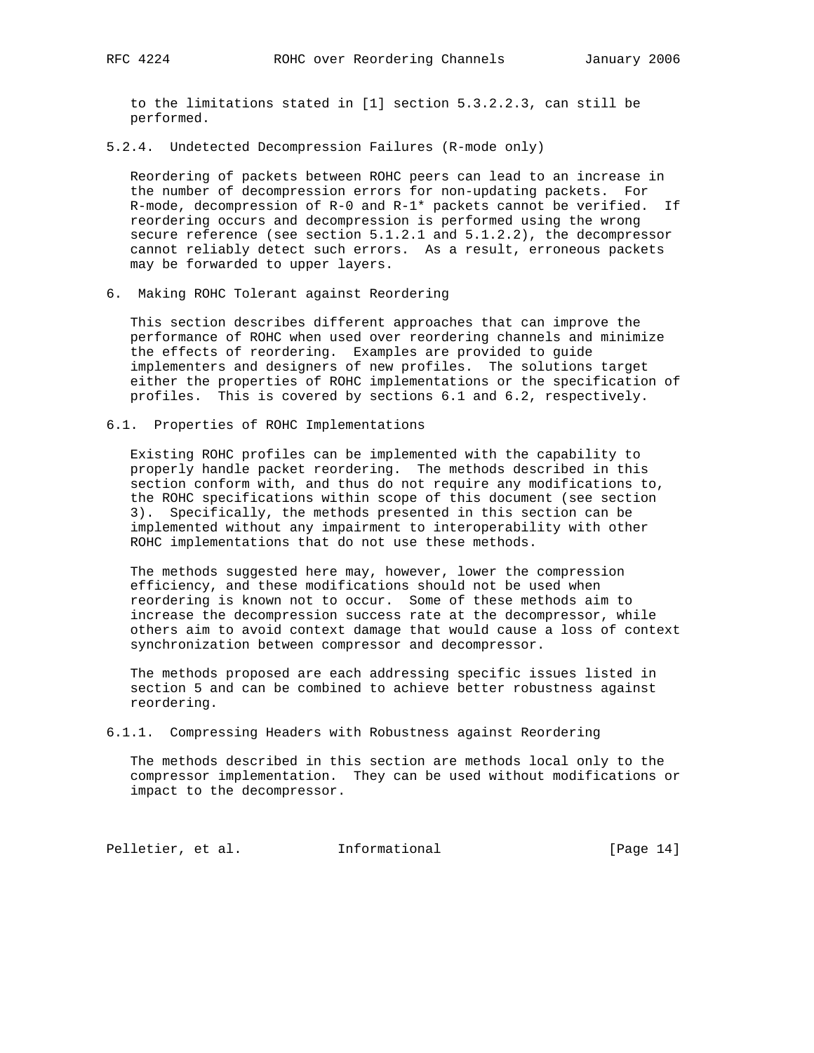to the limitations stated in [1] section 5.3.2.2.3, can still be performed.

#### 5.2.4. Undetected Decompression Failures (R-mode only)

Reordering of packets between ROHC peers can lead to an increase in the number of decompression errors for non-updating packets. For R-mode, decompression of R-0 and R-1* packets cannot be verified. If reordering occurs and decompression is performed using the wrong secure reference (see section 5.1.2.1 and 5.1.2.2), the decompressor cannot reliably detect such errors. As a result, erroneous packets may be forwarded to upper layers.

## 6. Making ROHC Tolerant against Reordering

This section describes different approaches that can improve the performance of ROHC when used over reordering channels and minimize the effects of reordering. Examples are provided to guide implementers and designers of new profiles. The solutions target either the properties of ROHC implementations or the specification of profiles. This is covered by sections 6.1 and 6.2, respectively.

### 6.1. Properties of ROHC Implementations

Existing ROHC profiles can be implemented with the capability to properly handle packet reordering. The methods described in this section conform with, and thus do not require any modifications to, the ROHC specifications within scope of this document (see section 3). Specifically, the methods presented in this section can be implemented without any impairment to interoperability with other ROHC implementations that do not use these methods.

The methods suggested here may, however, lower the compression efficiency, and these modifications should not be used when reordering is known not to occur. Some of these methods aim to increase the decompression success rate at the decompressor, while others aim to avoid context damage that would cause a loss of context synchronization between compressor and decompressor.

The methods proposed are each addressing specific issues listed in section 5 and can be combined to achieve better robustness against reordering.

#### 6.1.1. Compressing Headers with Robustness against Reordering

The methods described in this section are methods local only to the compressor implementation. They can be used without modifications or impact to the decompressor.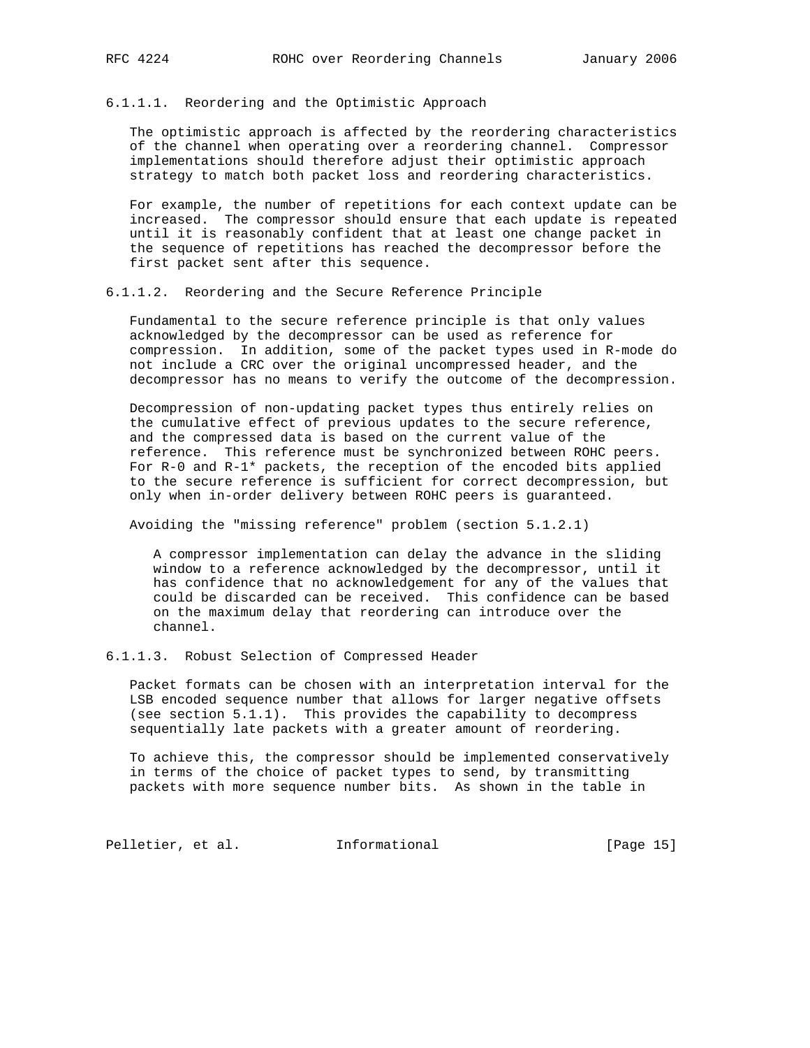#### 6.1.1.1. Reordering and the Optimistic Approach

The optimistic approach is affected by the reordering characteristics of the channel when operating over a reordering channel. Compressor implementations should therefore adjust their optimistic approach strategy to match both packet loss and reordering characteristics.

For example, the number of repetitions for each context update can be increased. The compressor should ensure that each update is repeated until it is reasonably confident that at least one change packet in the sequence of repetitions has reached the decompressor before the first packet sent after this sequence.

#### 6.1.1.2. Reordering and the Secure Reference Principle

Fundamental to the secure reference principle is that only values acknowledged by the decompressor can be used as reference for compression. In addition, some of the packet types used in R-mode do not include a CRC over the original uncompressed header, and the decompressor has no means to verify the outcome of the decompression.

Decompression of non-updating packet types thus entirely relies on the cumulative effect of previous updates to the secure reference, and the compressed data is based on the current value of the reference. This reference must be synchronized between ROHC peers. For R-0 and R-1* packets, the reception of the encoded bits applied to the secure reference is sufficient for correct decompression, but only when in-order delivery between ROHC peers is guaranteed.

Avoiding the "missing reference" problem (section 5.1.2.1)

> A compressor implementation can delay the advance in the sliding window to a reference acknowledged by the decompressor, until it has confidence that no acknowledgement for any of the values that could be discarded can be received. This confidence can be based on the maximum delay that reordering can introduce over the channel.

#### 6.1.1.3. Robust Selection of Compressed Header

Packet formats can be chosen with an interpretation interval for the LSB encoded sequence number that allows for larger negative offsets (see section 5.1.1). This provides the capability to decompress sequentially late packets with a greater amount of reordering.

To achieve this, the compressor should be implemented conservatively in terms of the choice of packet types to send, by transmitting packets with more sequence number bits. As shown in the table in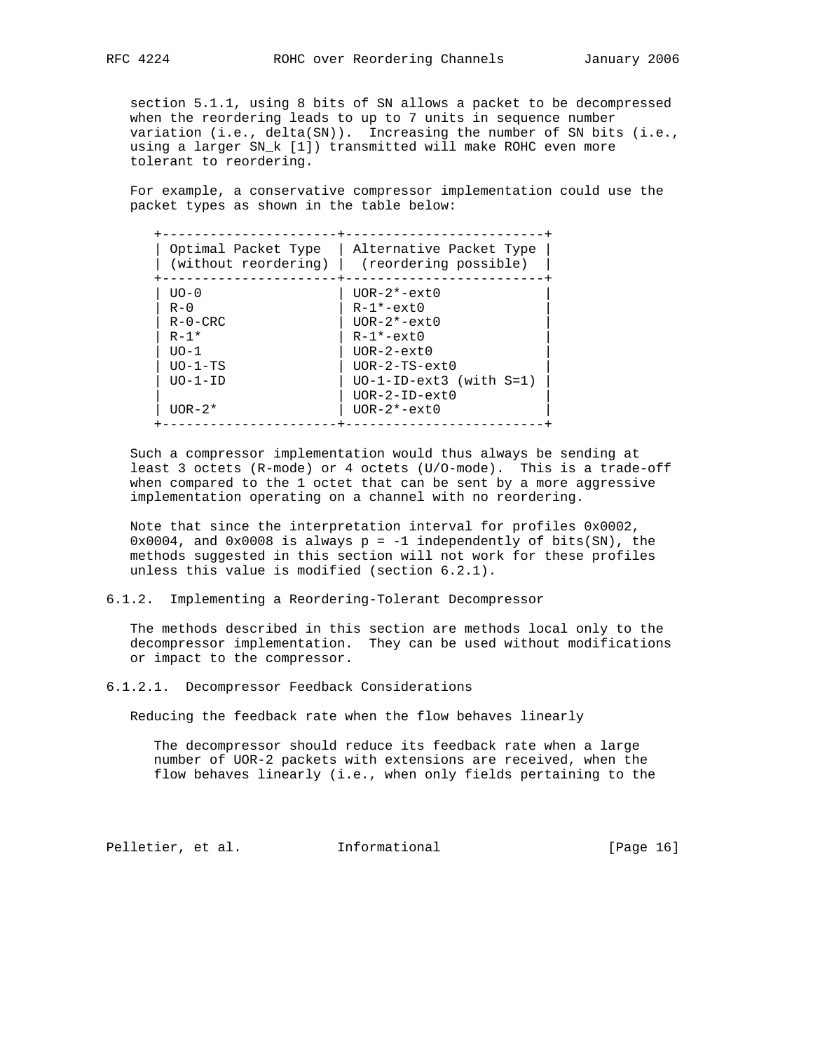section 5.1.1, using 8 bits of SN allows a packet to be decompressed when the reordering leads to up to 7 units in sequence number variation (i.e., delta(SN)). Increasing the number of SN bits (i.e., using a larger SN_k [1]) transmitted will make ROHC even more tolerant to reordering.

For example, a conservative compressor implementation could use the packet types as shown in the table below:

| Optimal Packet Type (without reordering) | Alternative Packet Type (reordering possible) |
| --- | --- |
| UO-0 | UOR-2*-ext0 |
| R-0 | R-1*-ext0 |
| R-0-CRC | UOR-2*-ext0 |
| R-1* | R-1*-ext0 |
| UO-1 | UOR-2-ext0 |
| UO-1-TS | UOR-2-TS-ext0 |
| UO-1-ID | UO-1-ID-ext3 (with S=1)<br>UOR-2-ID-ext0 |
| UOR-2* | UOR-2*-ext0 |

Such a compressor implementation would thus always be sending at least 3 octets (R-mode) or 4 octets (U/O-mode). This is a trade-off when compared to the 1 octet that can be sent by a more aggressive implementation operating on a channel with no reordering.

Note that since the interpretation interval for profiles 0x0002, 0x0004, and 0x0008 is always p = -1 independently of bits(SN), the methods suggested in this section will not work for these profiles unless this value is modified (section 6.2.1).

#### 6.1.2. Implementing a Reordering-Tolerant Decompressor

The methods described in this section are methods local only to the decompressor implementation. They can be used without modifications or impact to the compressor.

##### 6.1.2.1. Decompressor Feedback Considerations

Reducing the feedback rate when the flow behaves linearly

The decompressor should reduce its feedback rate when a large number of UOR-2 packets with extensions are received, when the flow behaves linearly (i.e., when only fields pertaining to the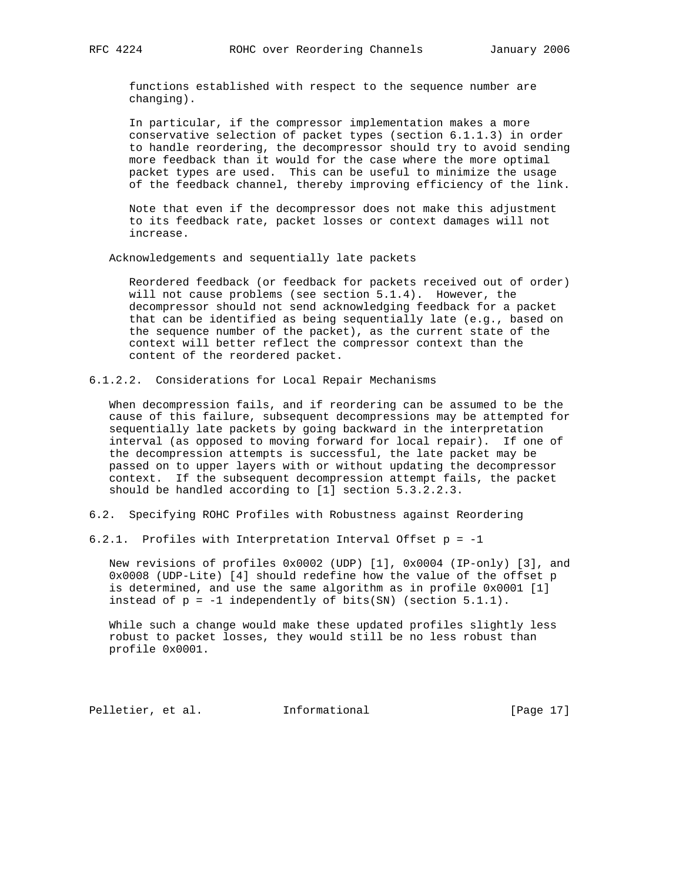functions established with respect to the sequence number are changing).

In particular, if the compressor implementation makes a more conservative selection of packet types (section 6.1.1.3) in order to handle reordering, the decompressor should try to avoid sending more feedback than it would for the case where the more optimal packet types are used. This can be useful to minimize the usage of the feedback channel, thereby improving efficiency of the link.

Note that even if the decompressor does not make this adjustment to its feedback rate, packet losses or context damages will not increase.

Acknowledgements and sequentially late packets

Reordered feedback (or feedback for packets received out of order) will not cause problems (see section 5.1.4). However, the decompressor should not send acknowledging feedback for a packet that can be identified as being sequentially late (e.g., based on the sequence number of the packet), as the current state of the context will better reflect the compressor context than the content of the reordered packet.

#### 6.1.2.2. Considerations for Local Repair Mechanisms

When decompression fails, and if reordering can be assumed to be the cause of this failure, subsequent decompressions may be attempted for sequentially late packets by going backward in the interpretation interval (as opposed to moving forward for local repair). If one of the decompression attempts is successful, the late packet may be passed on to upper layers with or without updating the decompressor context. If the subsequent decompression attempt fails, the packet should be handled according to [1] section 5.3.2.2.3.

## 6.2. Specifying ROHC Profiles with Robustness against Reordering

### 6.2.1. Profiles with Interpretation Interval Offset p = -1

New revisions of profiles 0x0002 (UDP) [1], 0x0004 (IP-only) [3], and 0x0008 (UDP-Lite) [4] should redefine how the value of the offset p is determined, and use the same algorithm as in profile 0x0001 [1] instead of p = -1 independently of bits(SN) (section 5.1.1).

While such a change would make these updated profiles slightly less robust to packet losses, they would still be no less robust than profile 0x0001.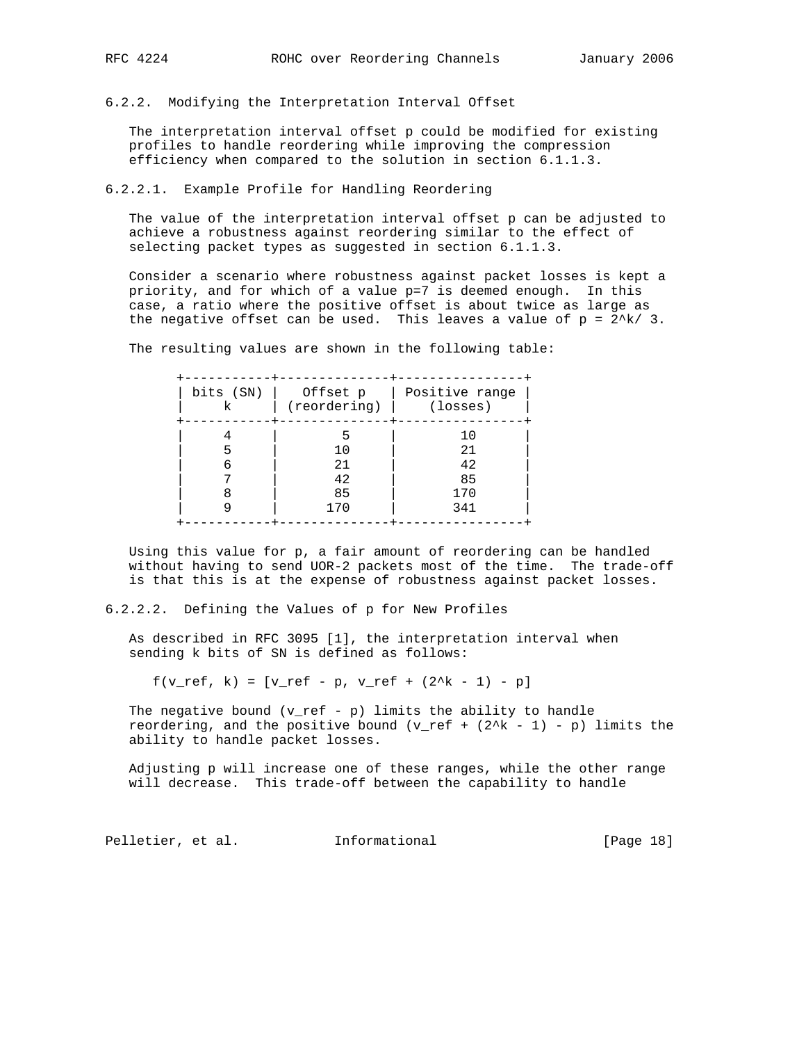### 6.2.2. Modifying the Interpretation Interval Offset

The interpretation interval offset p could be modified for existing profiles to handle reordering while improving the compression efficiency when compared to the solution in section 6.1.1.3.

#### 6.2.2.1. Example Profile for Handling Reordering

The value of the interpretation interval offset p can be adjusted to achieve a robustness against reordering similar to the effect of selecting packet types as suggested in section 6.1.1.3.

Consider a scenario where robustness against packet losses is kept a priority, and for which of a value p=7 is deemed enough. In this case, a ratio where the positive offset is about twice as large as the negative offset can be used. This leaves a value of $p = 2^k / 3$.

The resulting values are shown in the following table:

| bits (SN) k | Offset p (reordering) | Positive range (losses) |
|---|---|---|
| 4 | 5 | 10 |
| 5 | 10 | 21 |
| 6 | 21 | 42 |
| 7 | 42 | 85 |
| 8 | 85 | 170 |
| 9 | 170 | 341 |

Using this value for p, a fair amount of reordering can be handled without having to send UOR-2 packets most of the time. The trade-off is that this is at the expense of robustness against packet losses.

#### 6.2.2.2. Defining the Values of p for New Profiles

As described in RFC 3095 [1], the interpretation interval when sending k bits of SN is defined as follows:

$$f(v\_ref, k) = [v\_ref - p, v\_ref + (2^k - 1) - p]$$

The negative bound (v_ref - p) limits the ability to handle reordering, and the positive bound ($v\_ref + (2^k - 1) - p$) limits the ability to handle packet losses.

Adjusting p will increase one of these ranges, while the other range will decrease. This trade-off between the capability to handle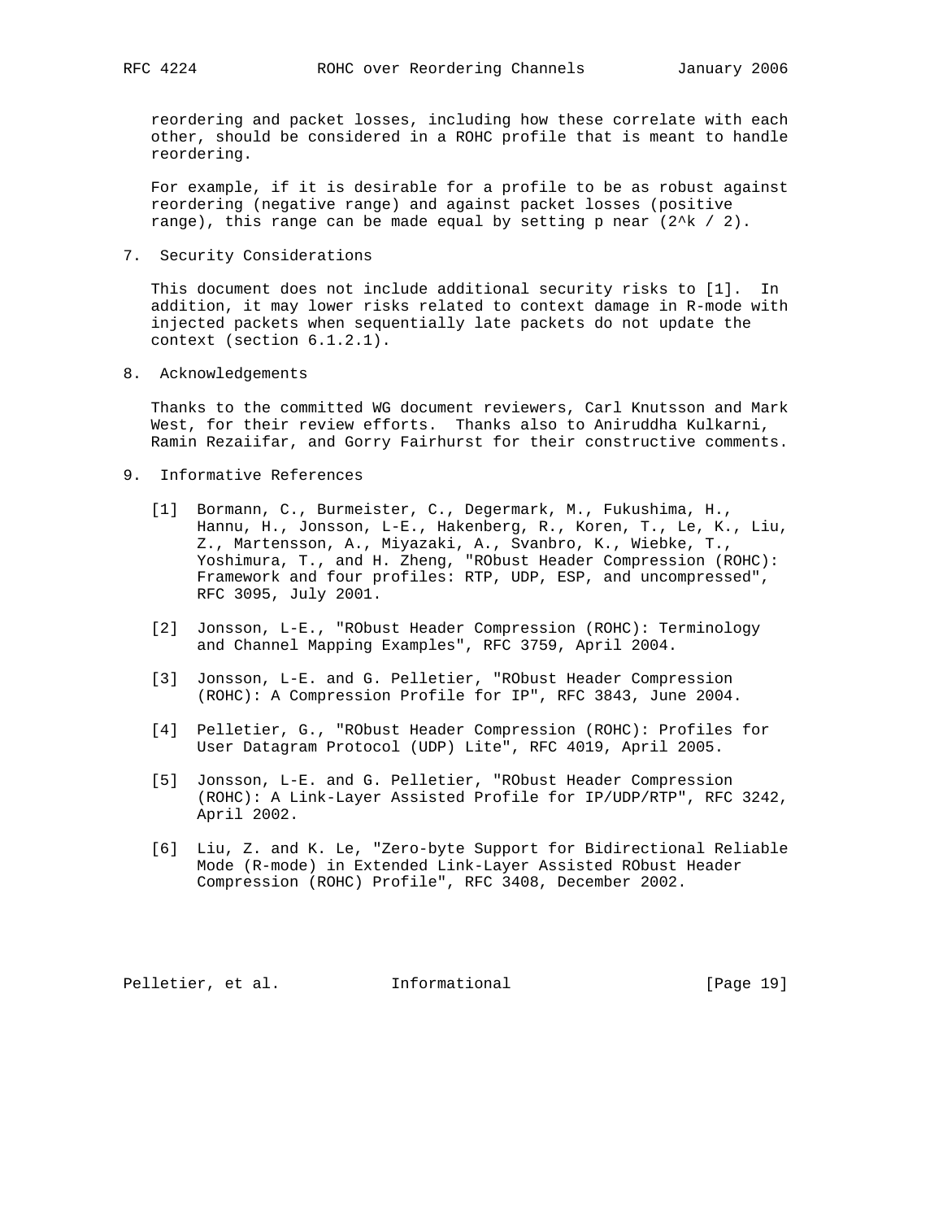reordering and packet losses, including how these correlate with each other, should be considered in a ROHC profile that is meant to handle reordering.

For example, if it is desirable for a profile to be as robust against reordering (negative range) and against packet losses (positive range), this range can be made equal by setting p near ($2^k / 2$).

## 7. Security Considerations

This document does not include additional security risks to [1]. In addition, it may lower risks related to context damage in R-mode with injected packets when sequentially late packets do not update the context (section 6.1.2.1).

## 8. Acknowledgements

Thanks to the committed WG document reviewers, Carl Knutsson and Mark West, for their review efforts. Thanks also to Aniruddha Kulkarni, Ramin Rezaiifar, and Gorry Fairhurst for their constructive comments.

## 9. Informative References

[1] Bormann, C., Burmeister, C., Degermark, M., Fukushima, H., Hannu, H., Jonsson, L-E., Hakenberg, R., Koren, T., Le, K., Liu, Z., Martensson, A., Miyazaki, A., Svanbro, K., Wiebke, T., Yoshimura, T., and H. Zheng, "RObust Header Compression (ROHC): Framework and four profiles: RTP, UDP, ESP, and uncompressed", RFC 3095, July 2001.

[2] Jonsson, L-E., "RObust Header Compression (ROHC): Terminology and Channel Mapping Examples", RFC 3759, April 2004.

[3] Jonsson, L-E. and G. Pelletier, "RObust Header Compression (ROHC): A Compression Profile for IP", RFC 3843, June 2004.

[4] Pelletier, G., "RObust Header Compression (ROHC): Profiles for User Datagram Protocol (UDP) Lite", RFC 4019, April 2005.

[5] Jonsson, L-E. and G. Pelletier, "RObust Header Compression (ROHC): A Link-Layer Assisted Profile for IP/UDP/RTP", RFC 3242, April 2002.

[6] Liu, Z. and K. Le, "Zero-byte Support for Bidirectional Reliable Mode (R-mode) in Extended Link-Layer Assisted RObust Header Compression (ROHC) Profile", RFC 3408, December 2002.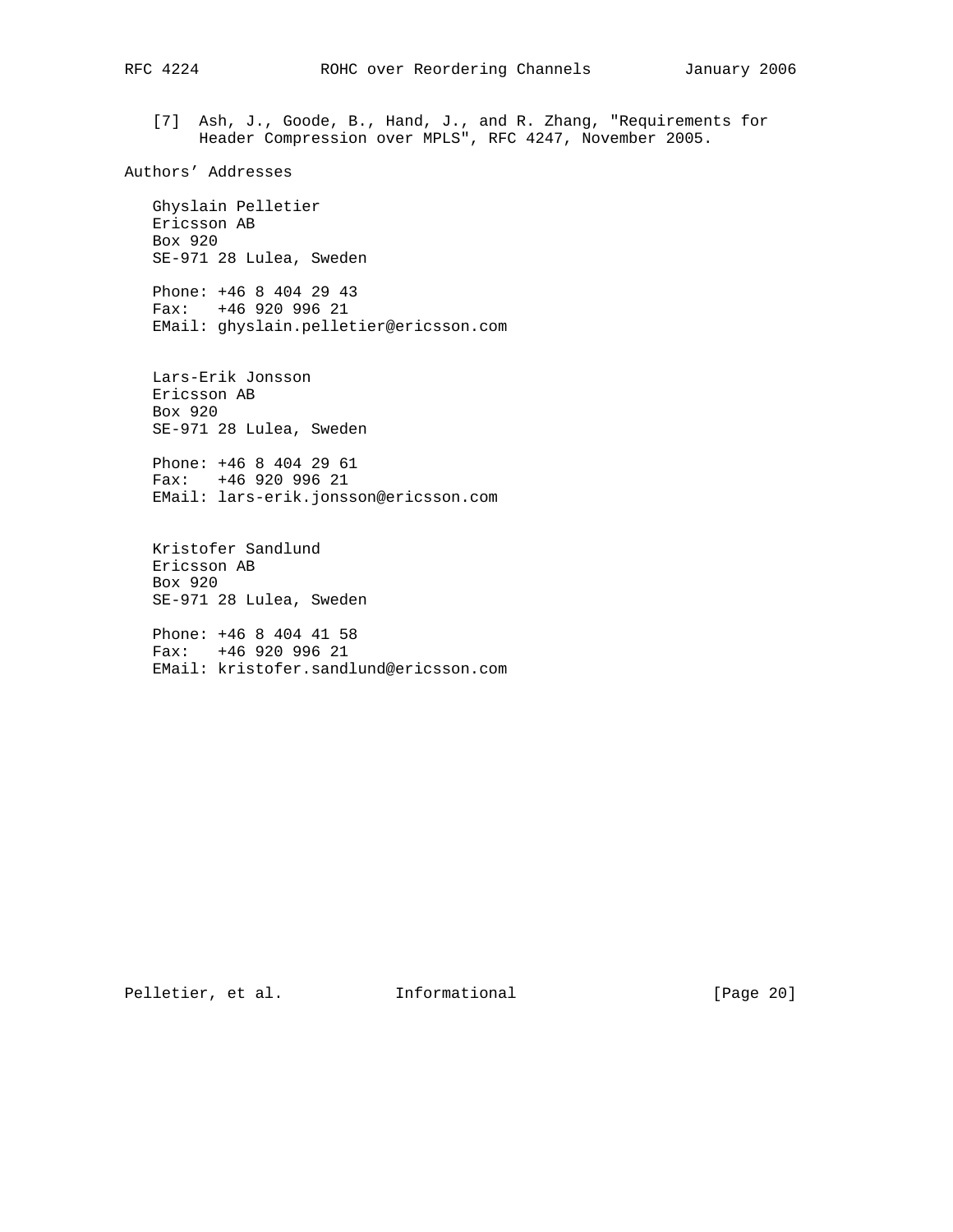[7] Ash, J., Goode, B., Hand, J., and R. Zhang, "Requirements for Header Compression over MPLS", RFC 4247, November 2005.

## Authors' Addresses

Ghyslain Pelletier
Ericsson AB
Box 920
SE-971 28 Lulea, Sweden

Phone: +46 8 404 29 43
Fax: +46 920 996 21
EMail: ghyslain.pelletier@ericsson.com

Lars-Erik Jonsson
Ericsson AB
Box 920
SE-971 28 Lulea, Sweden

Phone: +46 8 404 29 61
Fax: +46 920 996 21
EMail: lars-erik.jonsson@ericsson.com

Kristofer Sandlund
Ericsson AB
Box 920
SE-971 28 Lulea, Sweden

Phone: +46 8 404 41 58
Fax: +46 920 996 21
EMail: kristofer.sandlund@ericsson.com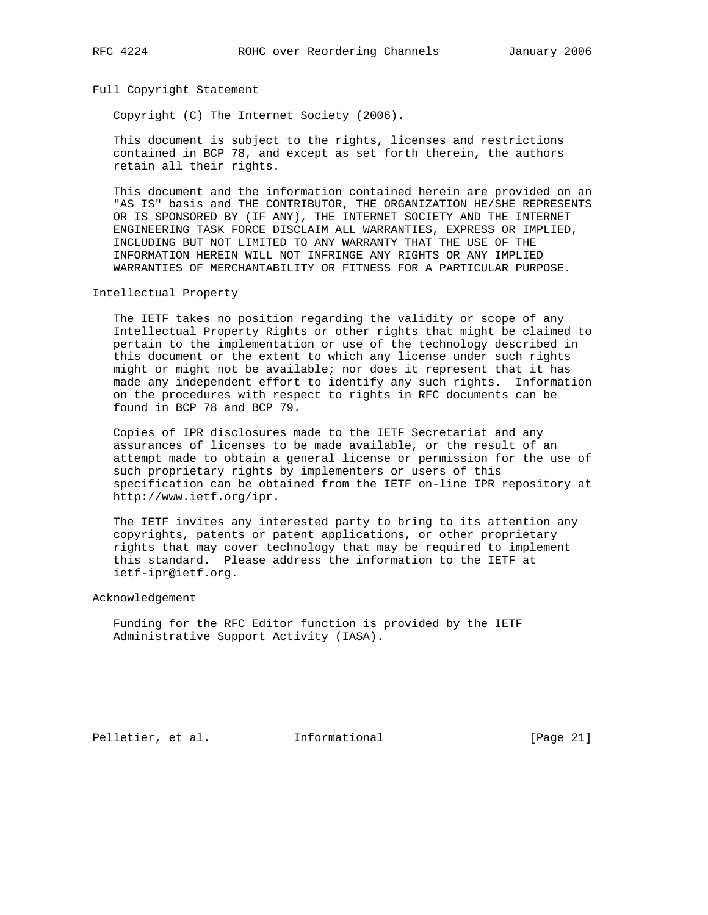## Full Copyright Statement

Copyright (C) The Internet Society (2006).

This document is subject to the rights, licenses and restrictions contained in BCP 78, and except as set forth therein, the authors retain all their rights.

This document and the information contained herein are provided on an "AS IS" basis and THE CONTRIBUTOR, THE ORGANIZATION HE/SHE REPRESENTS OR IS SPONSORED BY (IF ANY), THE INTERNET SOCIETY AND THE INTERNET ENGINEERING TASK FORCE DISCLAIM ALL WARRANTIES, EXPRESS OR IMPLIED, INCLUDING BUT NOT LIMITED TO ANY WARRANTY THAT THE USE OF THE INFORMATION HEREIN WILL NOT INFRINGE ANY RIGHTS OR ANY IMPLIED WARRANTIES OF MERCHANTABILITY OR FITNESS FOR A PARTICULAR PURPOSE.

## Intellectual Property

The IETF takes no position regarding the validity or scope of any Intellectual Property Rights or other rights that might be claimed to pertain to the implementation or use of the technology described in this document or the extent to which any license under such rights might or might not be available; nor does it represent that it has made any independent effort to identify any such rights. Information on the procedures with respect to rights in RFC documents can be found in BCP 78 and BCP 79.

Copies of IPR disclosures made to the IETF Secretariat and any assurances of licenses to be made available, or the result of an attempt made to obtain a general license or permission for the use of such proprietary rights by implementers or users of this specification can be obtained from the IETF on-line IPR repository at http://www.ietf.org/ipr.

The IETF invites any interested party to bring to its attention any copyrights, patents or patent applications, or other proprietary rights that may cover technology that may be required to implement this standard. Please address the information to the IETF at ietf-ipr@ietf.org.

## Acknowledgement

Funding for the RFC Editor function is provided by the IETF Administrative Support Activity (IASA).